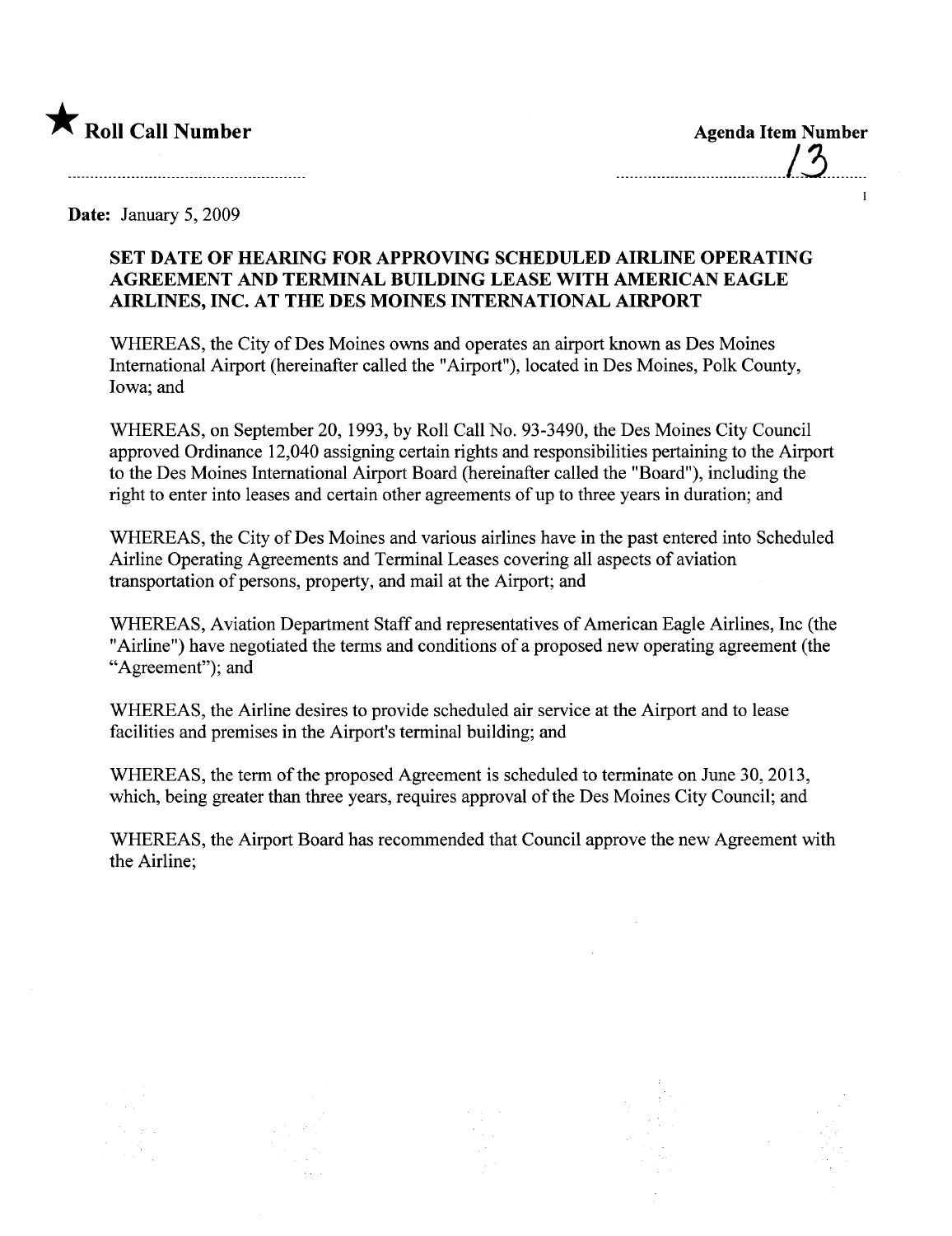★ **Roll Call Number**

**Agenda Item Number**

13

**Date:** January 5, 2009

**SET DATE OF HEARING FOR APPROVING SCHEDULED AIRLINE OPERATING AGREEMENT AND TERMINAL BUILDING LEASE WITH AMERICAN EAGLE AIRLINES, INC. AT THE DES MOINES INTERNATIONAL AIRPORT**

WHEREAS, the City of Des Moines owns and operates an airport known as Des Moines International Airport (hereinafter called the "Airport"), located in Des Moines, Polk County, Iowa; and

WHEREAS, on September 20, 1993, by Roll Call No. 93-3490, the Des Moines City Council approved Ordinance 12,040 assigning certain rights and responsibilities pertaining to the Airport to the Des Moines International Airport Board (hereinafter called the "Board"), including the right to enter into leases and certain other agreements of up to three years in duration; and

WHEREAS, the City of Des Moines and various airlines have in the past entered into Scheduled Airline Operating Agreements and Terminal Leases covering all aspects of aviation transportation of persons, property, and mail at the Airport; and

WHEREAS, Aviation Department Staff and representatives of American Eagle Airlines, Inc (the "Airline") have negotiated the terms and conditions of a proposed new operating agreement (the "Agreement"); and

WHEREAS, the Airline desires to provide scheduled air service at the Airport and to lease facilities and premises in the Airport's terminal building; and

WHEREAS, the term of the proposed Agreement is scheduled to terminate on June 30, 2013, which, being greater than three years, requires approval of the Des Moines City Council; and

WHEREAS, the Airport Board has recommended that Council approve the new Agreement with the Airline;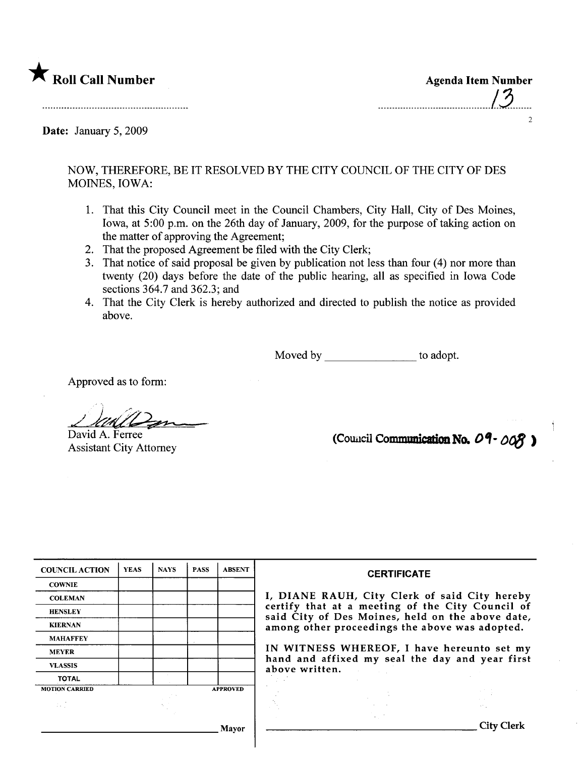★ **Roll Call Number**

..........................................................

**Agenda Item Number**

13

**Date:** January 5, 2009

NOW, THEREFORE, BE IT RESOLVED BY THE CITY COUNCIL OF THE CITY OF DES MOINES, IOWA:

1. That this City Council meet in the Council Chambers, City Hall, City of Des Moines, Iowa, at 5:00 p.m. on the 26th day of January, 2009, for the purpose of taking action on the matter of approving the Agreement;
2. That the proposed Agreement be filed with the City Clerk;
3. That notice of said proposal be given by publication not less than four (4) nor more than twenty (20) days before the date of the public hearing, all as specified in Iowa Code sections 364.7 and 362.3; and
4. That the City Clerk is hereby authorized and directed to publish the notice as provided above.

Moved by _______________ to adopt.

Approved as to form:

David A. Ferree
Assistant City Attorney

**(Council Communication No. 09-008)**

| COUNCIL ACTION | YEAS | NAYS | PASS | ABSENT |
| --- | --- | --- | --- | --- |
| COWNIE | | | | |
| COLEMAN | | | | |
| HENSLEY | | | | |
| KIERNAN | | | | |
| MAHAFFEY | | | | |
| MEYER | | | | |
| VLASSIS | | | | |
| TOTAL | | | | |
| MOTION CARRIED | | | | APPROVED |

_______________________________ Mayor

**CERTIFICATE**

I, DIANE RAUH, City Clerk of said City hereby certify that at a meeting of the City Council of said City of Des Moines, held on the above date, among other proceedings the above was adopted.

IN WITNESS WHEREOF, I have hereunto set my hand and affixed my seal the day and year first above written.

_______________________________ City Clerk